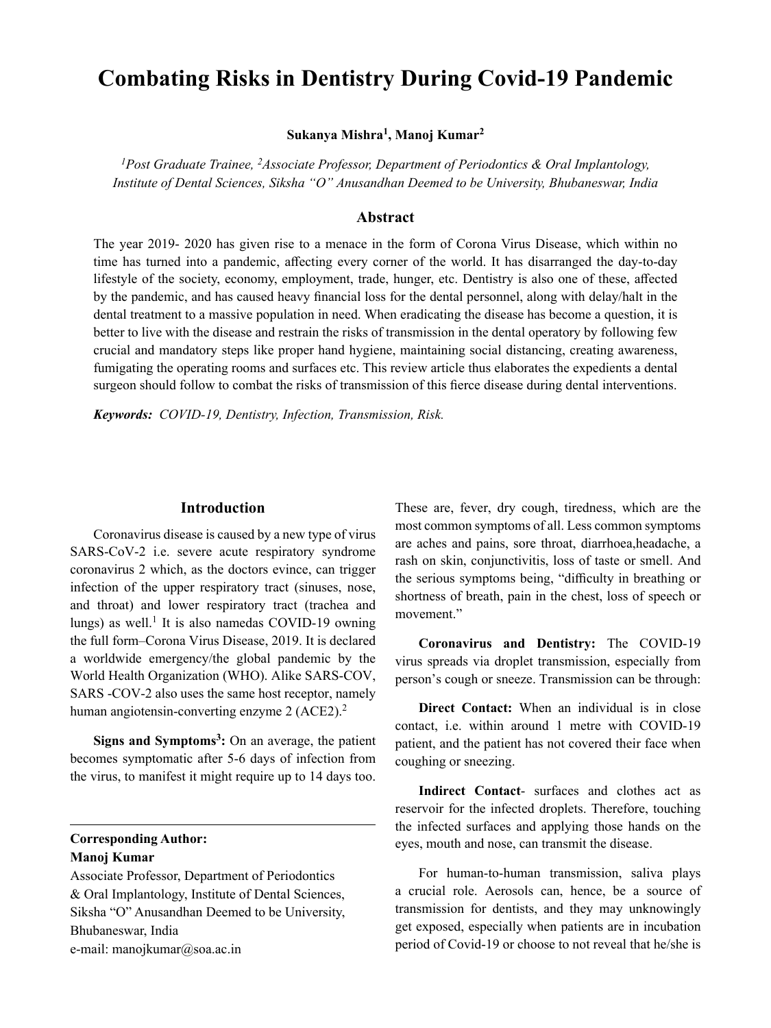# Combating Risks in Dentistry During Covid-19 Pandemic

**Sukanya Mishra[1], Manoj Kumar[2]**

*[1]Post Graduate Trainee, [2]Associate Professor, Department of Periodontics & Oral Implantology, Institute of Dental Sciences, Siksha "O" Anusandhan Deemed to be University, Bhubaneswar, India*

## Abstract

The year 2019- 2020 has given rise to a menace in the form of Corona Virus Disease, which within no time has turned into a pandemic, affecting every corner of the world. It has disarranged the day-to-day lifestyle of the society, economy, employment, trade, hunger, etc. Dentistry is also one of these, affected by the pandemic, and has caused heavy financial loss for the dental personnel, along with delay/halt in the dental treatment to a massive population in need. When eradicating the disease has become a question, it is better to live with the disease and restrain the risks of transmission in the dental operatory by following few crucial and mandatory steps like proper hand hygiene, maintaining social distancing, creating awareness, fumigating the operating rooms and surfaces etc. This review article thus elaborates the expedients a dental surgeon should follow to combat the risks of transmission of this fierce disease during dental interventions.

***Keywords:*** *COVID-19, Dentistry, Infection, Transmission, Risk.*

## Introduction

Coronavirus disease is caused by a new type of virus SARS-CoV-2 i.e. severe acute respiratory syndrome coronavirus 2 which, as the doctors evince, can trigger infection of the upper respiratory tract (sinuses, nose, and throat) and lower respiratory tract (trachea and lungs) as well.[1] It is also namedas COVID-19 owning the full form–Corona Virus Disease, 2019. It is declared a worldwide emergency/the global pandemic by the World Health Organization (WHO). Alike SARS-COV, SARS -COV-2 also uses the same host receptor, namely human angiotensin-converting enzyme 2 (ACE2).[2]

**Signs and Symptoms[3]:** On an average, the patient becomes symptomatic after 5-6 days of infection from the virus, to manifest it might require up to 14 days too. These are, fever, dry cough, tiredness, which are the most common symptoms of all. Less common symptoms are aches and pains, sore throat, diarrhoea,headache, a rash on skin, conjunctivitis, loss of taste or smell. And the serious symptoms being, "difficulty in breathing or shortness of breath, pain in the chest, loss of speech or movement."

**Corresponding Author:**
**Manoj Kumar**
Associate Professor, Department of Periodontics & Oral Implantology, Institute of Dental Sciences, Siksha "O" Anusandhan Deemed to be University, Bhubaneswar, India
e-mail: manojkumar@soa.ac.in

**Coronavirus and Dentistry:** The COVID-19 virus spreads via droplet transmission, especially from person's cough or sneeze. Transmission can be through:

**Direct Contact:** When an individual is in close contact, i.e. within around 1 metre with COVID-19 patient, and the patient has not covered their face when coughing or sneezing.

**Indirect Contact**- surfaces and clothes act as reservoir for the infected droplets. Therefore, touching the infected surfaces and applying those hands on the eyes, mouth and nose, can transmit the disease.

For human-to-human transmission, saliva plays a crucial role. Aerosols can, hence, be a source of transmission for dentists, and they may unknowingly get exposed, especially when patients are in incubation period of Covid-19 or choose to not reveal that he/she is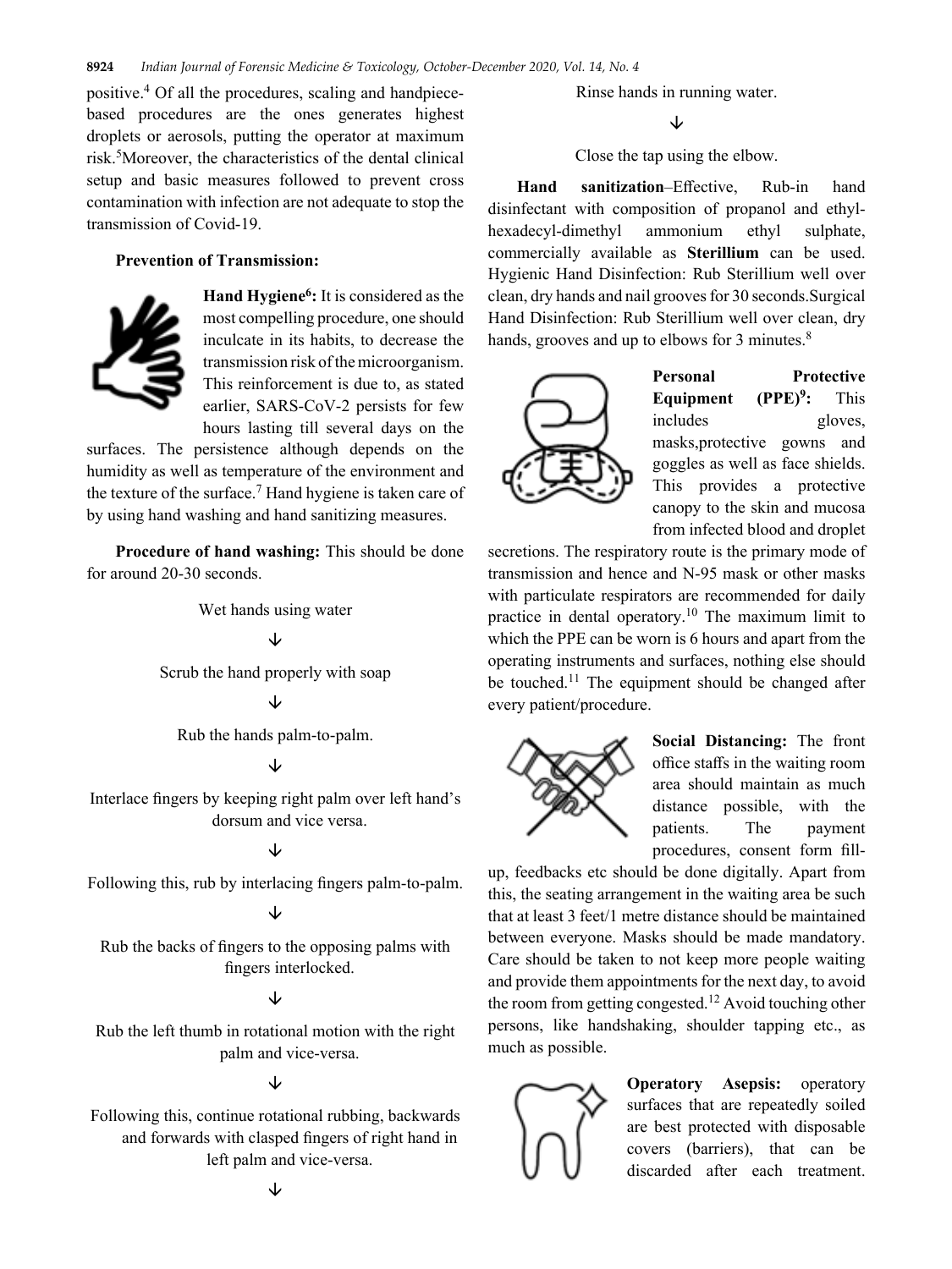positive.[4] Of all the procedures, scaling and handpiece-based procedures are the ones generates highest droplets or aerosols, putting the operator at maximum risk.[5]Moreover, the characteristics of the dental clinical setup and basic measures followed to prevent cross contamination with infection are not adequate to stop the transmission of Covid-19.

**Prevention of Transmission:**

**Hand Hygiene[6]:** It is considered as the most compelling procedure, one should inculcate in its habits, to decrease the transmission risk of the microorganism. This reinforcement is due to, as stated earlier, SARS-CoV-2 persists for few hours lasting till several days on the surfaces. The persistence although depends on the humidity as well as temperature of the environment and the texture of the surface.[7] Hand hygiene is taken care of by using hand washing and hand sanitizing measures.

**Procedure of hand washing:** This should be done for around 20-30 seconds.

Wet hands using water

↓

Scrub the hand properly with soap

↓

Rub the hands palm-to-palm.

↓

Interlace fingers by keeping right palm over left hand's dorsum and vice versa.

↓

Following this, rub by interlacing fingers palm-to-palm.

↓

Rub the backs of fingers to the opposing palms with fingers interlocked.

↓

Rub the left thumb in rotational motion with the right palm and vice-versa.

↓

Following this, continue rotational rubbing, backwards and forwards with clasped fingers of right hand in left palm and vice-versa.

↓

Rinse hands in running water.

↓

Close the tap using the elbow.

**Hand sanitization**–Effective, Rub-in hand disinfectant with composition of propanol and ethyl-hexadecyl-dimethyl ammonium ethyl sulphate, commercially available as **Sterillium** can be used. Hygienic Hand Disinfection: Rub Sterillium well over clean, dry hands and nail grooves for 30 seconds.Surgical Hand Disinfection: Rub Sterillium well over clean, dry hands, grooves and up to elbows for 3 minutes.[8]

**Personal Protective Equipment (PPE)[9]:** This includes gloves, masks,protective gowns and goggles as well as face shields. This provides a protective canopy to the skin and mucosa from infected blood and droplet secretions. The respiratory route is the primary mode of transmission and hence and N-95 mask or other masks with particulate respirators are recommended for daily practice in dental operatory.[10] The maximum limit to which the PPE can be worn is 6 hours and apart from the operating instruments and surfaces, nothing else should be touched.[11] The equipment should be changed after every patient/procedure.

**Social Distancing:** The front office staffs in the waiting room area should maintain as much distance possible, with the patients. The payment procedures, consent form fill-up, feedbacks etc should be done digitally. Apart from this, the seating arrangement in the waiting area be such that at least 3 feet/1 metre distance should be maintained between everyone. Masks should be made mandatory. Care should be taken to not keep more people waiting and provide them appointments for the next day, to avoid the room from getting congested.[12] Avoid touching other persons, like handshaking, shoulder tapping etc., as much as possible.

**Operatory Asepsis:** operatory surfaces that are repeatedly soiled are best protected with disposable covers (barriers), that can be discarded after each treatment.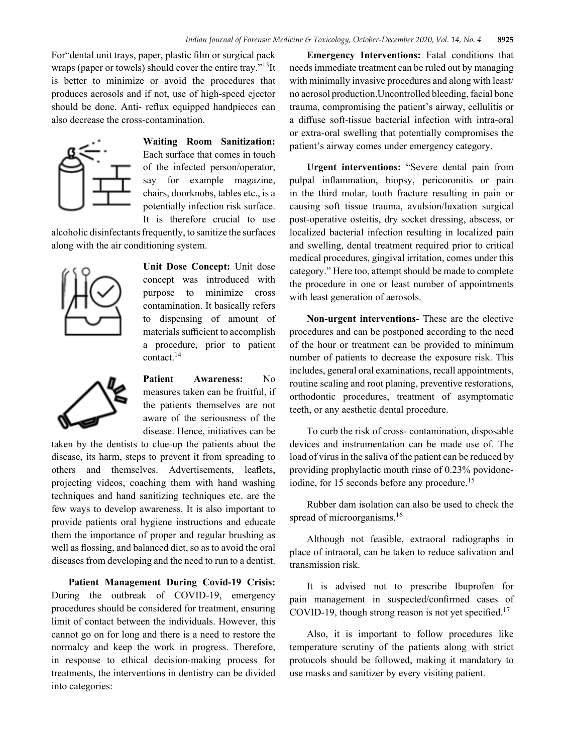For"dental unit trays, paper, plastic film or surgical pack wraps (paper or towels) should cover the entire tray."[13]It is better to minimize or avoid the procedures that produces aerosols and if not, use of high-speed ejector should be done. Anti- reflux equipped handpieces can also decrease the cross-contamination.

**Waiting Room Sanitization:** Each surface that comes in touch of the infected person/operator, say for example magazine, chairs, doorknobs, tables etc., is a potentially infection risk surface. It is therefore crucial to use alcoholic disinfectants frequently, to sanitize the surfaces along with the air conditioning system.

**Unit Dose Concept:** Unit dose concept was introduced with purpose to minimize cross contamination. It basically refers to dispensing of amount of materials sufficient to accomplish a procedure, prior to patient contact.[14]

**Patient Awareness:** No measures taken can be fruitful, if the patients themselves are not aware of the seriousness of the disease. Hence, initiatives can be taken by the dentists to clue-up the patients about the disease, its harm, steps to prevent it from spreading to others and themselves. Advertisements, leaflets, projecting videos, coaching them with hand washing techniques and hand sanitizing techniques etc. are the few ways to develop awareness. It is also important to provide patients oral hygiene instructions and educate them the importance of proper and regular brushing as well as flossing, and balanced diet, so as to avoid the oral diseases from developing and the need to run to a dentist.

**Patient Management During Covid-19 Crisis:** During the outbreak of COVID-19, emergency procedures should be considered for treatment, ensuring limit of contact between the individuals. However, this cannot go on for long and there is a need to restore the normalcy and keep the work in progress. Therefore, in response to ethical decision-making process for treatments, the interventions in dentistry can be divided into categories:

**Emergency Interventions:** Fatal conditions that needs immediate treatment can be ruled out by managing with minimally invasive procedures and along with least/no aerosol production.Uncontrolled bleeding, facial bone trauma, compromising the patient's airway, cellulitis or a diffuse soft-tissue bacterial infection with intra-oral or extra-oral swelling that potentially compromises the patient's airway comes under emergency category.

**Urgent interventions:** "Severe dental pain from pulpal inflammation, biopsy, pericoronitis or pain in the third molar, tooth fracture resulting in pain or causing soft tissue trauma, avulsion/luxation surgical post-operative osteitis, dry socket dressing, abscess, or localized bacterial infection resulting in localized pain and swelling, dental treatment required prior to critical medical procedures, gingival irritation, comes under this category." Here too, attempt should be made to complete the procedure in one or least number of appointments with least generation of aerosols.

**Non-urgent interventions**- These are the elective procedures and can be postponed according to the need of the hour or treatment can be provided to minimum number of patients to decrease the exposure risk. This includes, general oral examinations, recall appointments, routine scaling and root planing, preventive restorations, orthodontic procedures, treatment of asymptomatic teeth, or any aesthetic dental procedure.

To curb the risk of cross- contamination, disposable devices and instrumentation can be made use of. The load of virus in the saliva of the patient can be reduced by providing prophylactic mouth rinse of 0.23% povidone-iodine, for 15 seconds before any procedure.[15]

Rubber dam isolation can also be used to check the spread of microorganisms.[16]

Although not feasible, extraoral radiographs in place of intraoral, can be taken to reduce salivation and transmission risk.

It is advised not to prescribe Ibuprofen for pain management in suspected/confirmed cases of COVID-19, though strong reason is not yet specified.[17]

Also, it is important to follow procedures like temperature scrutiny of the patients along with strict protocols should be followed, making it mandatory to use masks and sanitizer by every visiting patient.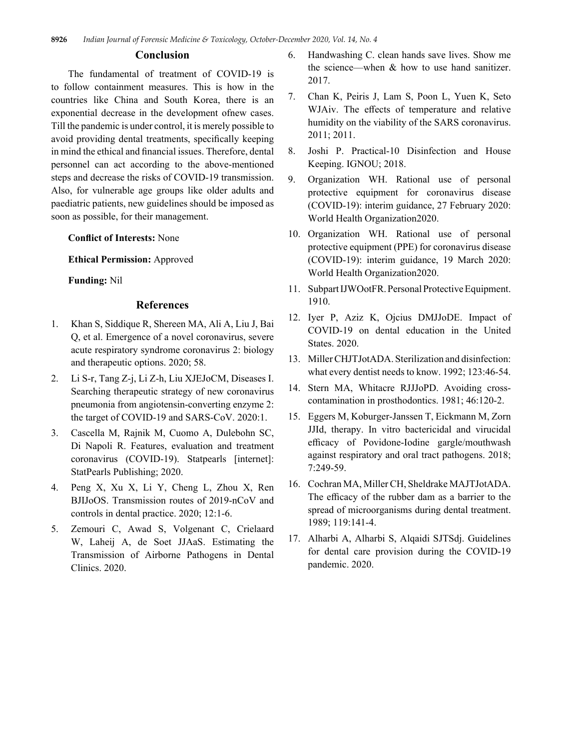## Conclusion

The fundamental of treatment of COVID-19 is to follow containment measures. This is how in the countries like China and South Korea, there is an exponential decrease in the development ofnew cases. Till the pandemic is under control, it is merely possible to avoid providing dental treatments, specifically keeping in mind the ethical and financial issues. Therefore, dental personnel can act according to the above-mentioned steps and decrease the risks of COVID-19 transmission. Also, for vulnerable age groups like older adults and paediatric patients, new guidelines should be imposed as soon as possible, for their management.

**Conflict of Interests:** None

**Ethical Permission:** Approved

**Funding:** Nil

## References

1. Khan S, Siddique R, Shereen MA, Ali A, Liu J, Bai Q, et al. Emergence of a novel coronavirus, severe acute respiratory syndrome coronavirus 2: biology and therapeutic options. 2020; 58.
2. Li S-r, Tang Z-j, Li Z-h, Liu XJEJoCM, Diseases I. Searching therapeutic strategy of new coronavirus pneumonia from angiotensin-converting enzyme 2: the target of COVID-19 and SARS-CoV. 2020:1.
3. Cascella M, Rajnik M, Cuomo A, Dulebohn SC, Di Napoli R. Features, evaluation and treatment coronavirus (COVID-19). Statpearls [internet]: StatPearls Publishing; 2020.
4. Peng X, Xu X, Li Y, Cheng L, Zhou X, Ren BJIJoOS. Transmission routes of 2019-nCoV and controls in dental practice. 2020; 12:1-6.
5. Zemouri C, Awad S, Volgenant C, Crielaard W, Laheij A, de Soet JJAaS. Estimating the Transmission of Airborne Pathogens in Dental Clinics. 2020.
6. Handwashing C. clean hands save lives. Show me the science—when & how to use hand sanitizer. 2017.
7. Chan K, Peiris J, Lam S, Poon L, Yuen K, Seto WJAiv. The effects of temperature and relative humidity on the viability of the SARS coronavirus. 2011; 2011.
8. Joshi P. Practical-10 Disinfection and House Keeping. IGNOU; 2018.
9. Organization WH. Rational use of personal protective equipment for coronavirus disease (COVID-19): interim guidance, 27 February 2020: World Health Organization2020.
10. Organization WH. Rational use of personal protective equipment (PPE) for coronavirus disease (COVID-19): interim guidance, 19 March 2020: World Health Organization2020.
11. Subpart IJWOotFR. Personal Protective Equipment. 1910.
12. Iyer P, Aziz K, Ojcius DMJJoDE. Impact of COVID-19 on dental education in the United States. 2020.
13. Miller CHJTJotADA. Sterilization and disinfection: what every dentist needs to know. 1992; 123:46-54.
14. Stern MA, Whitacre RJJJoPD. Avoiding cross-contamination in prosthodontics. 1981; 46:120-2.
15. Eggers M, Koburger-Janssen T, Eickmann M, Zorn JJId, therapy. In vitro bactericidal and virucidal efficacy of Povidone-Iodine gargle/mouthwash against respiratory and oral tract pathogens. 2018; 7:249-59.
16. Cochran MA, Miller CH, Sheldrake MAJTJotADA. The efficacy of the rubber dam as a barrier to the spread of microorganisms during dental treatment. 1989; 119:141-4.
17. Alharbi A, Alharbi S, Alqaidi SJTSdj. Guidelines for dental care provision during the COVID-19 pandemic. 2020.